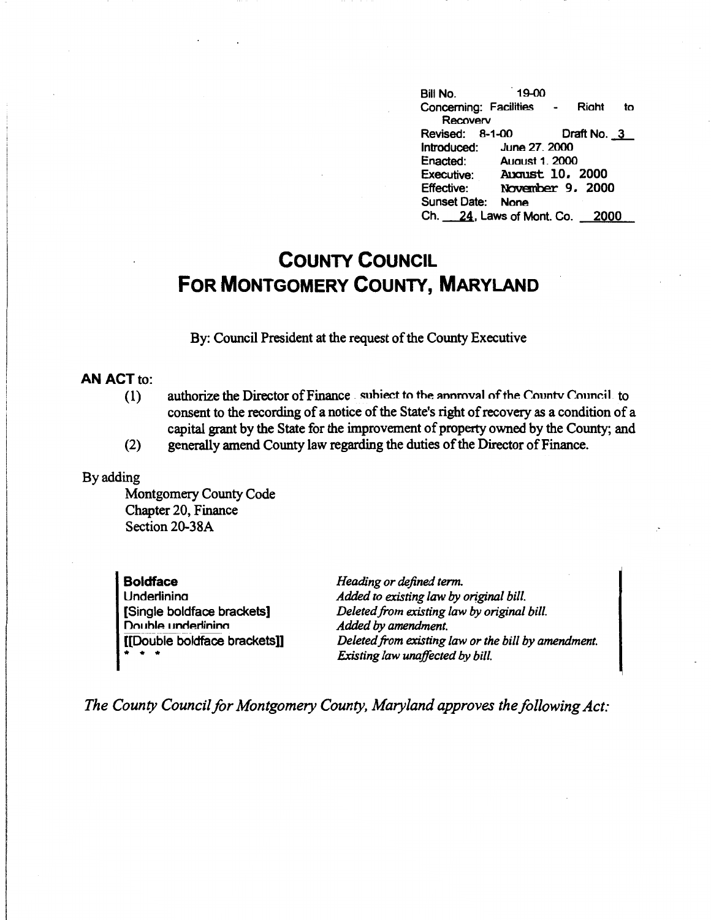Bill No. 19-00
Concerning: Facilities - Right to Recovery
Revised: 8-1-00 Draft No. 3
Introduced: June 27, 2000
Enacted: August 1, 2000
Executive: August 10, 2000
Effective: November 9, 2000
Sunset Date: None
Ch. 24, Laws of Mont. Co. 2000

# COUNTY COUNCIL FOR MONTGOMERY COUNTY, MARYLAND

By: Council President at the request of the County Executive

**AN ACT** to:

(1) authorize the Director of Finance, subject to the approval of the County Council, to consent to the recording of a notice of the State's right of recovery as a condition of a capital grant by the State for the improvement of property owned by the County; and

(2) generally amend County law regarding the duties of the Director of Finance.

By adding

Montgomery County Code
Chapter 20, Finance
Section 20-38A

| | |
|---|---|
| **Boldface** | *Heading or defined term.* |
| Underlining | *Added to existing law by original bill.* |
| [Single boldface brackets] | *Deleted from existing law by original bill.* |
| Double underlining | *Added by amendment.* |
| [[Double boldface brackets]] | *Deleted from existing law or the bill by amendment.* |
| * * * | *Existing law unaffected by bill.* |

*The County Council for Montgomery County, Maryland approves the following Act:*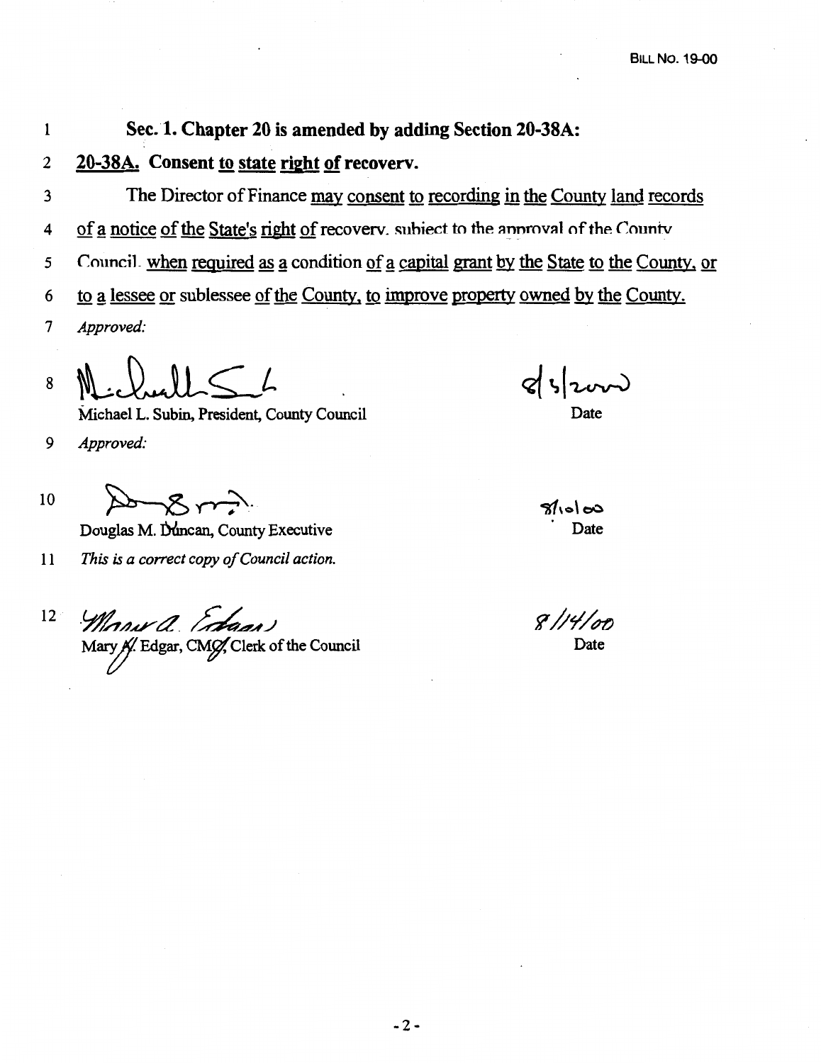**Sec. 1. Chapter 20 is amended by adding Section 20-38A:**

**20-38A. Consent to state right of recovery.**

The Director of Finance may consent to recording in the County land records of a notice of the State's right of recovery, subject to the approval of the County Council, when required as a condition of a capital grant by the State to the County, or to a lessee or sublessee of the County, to improve property owned by the County.

*Approved:*

Michael L. Subin, President, County Council — Date: 8/3/2000

*Approved:*

Douglas M. Duncan, County Executive — Date: 8/10/00

*This is a correct copy of Council action.*

Mary A. Edgar, CMC, Clerk of the Council — Date: 8/14/00